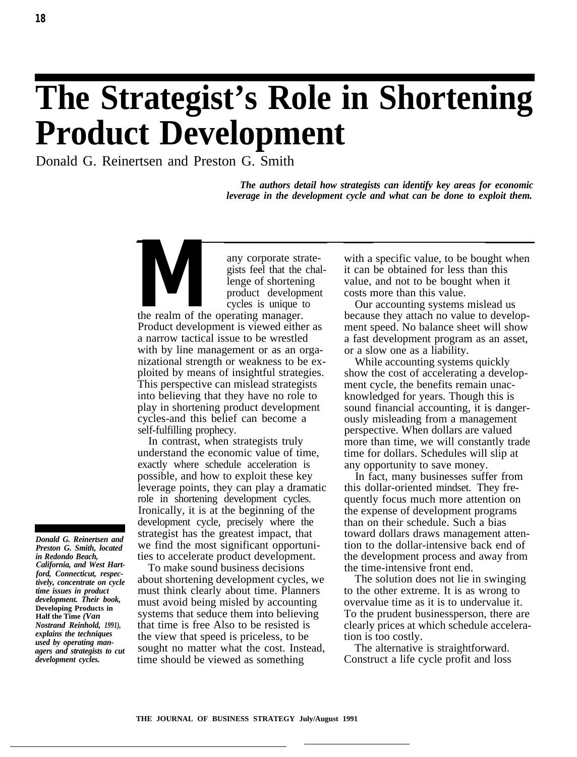# The Strategist's Role in Shortening Product Development

Donald G. Reinertsen and Preston G. Smith

***The authors detail how strategists can identify key areas for economic leverage in the development cycle and what can be done to exploit them.***

Many corporate strategists feel that the challenge of shortening product development cycles is unique to the realm of the operating manager. Product development is viewed either as a narrow tactical issue to be wrestled with by line management or as an organizational strength or weakness to be exploited by means of insightful strategies. This perspective can mislead strategists into believing that they have no role to play in shortening product development cycles-and this belief can become a self-fulfilling prophecy.

In contrast, when strategists truly understand the economic value of time, exactly where schedule acceleration is possible, and how to exploit these key leverage points, they can play a dramatic role in shortening development cycles. Ironically, it is at the beginning of the development cycle, precisely where the strategist has the greatest impact, that we find the most significant opportunities to accelerate product development.

To make sound business decisions about shortening development cycles, we must think clearly about time. Planners must avoid being misled by accounting systems that seduce them into believing that time is free Also to be resisted is the view that speed is priceless, to be sought no matter what the cost. Instead, time should be viewed as something with a specific value, to be bought when it can be obtained for less than this value, and not to be bought when it costs more than this value.

Our accounting systems mislead us because they attach no value to development speed. No balance sheet will show a fast development program as an asset, or a slow one as a liability.

While accounting systems quickly show the cost of accelerating a development cycle, the benefits remain unacknowledged for years. Though this is sound financial accounting, it is dangerously misleading from a management perspective. When dollars are valued more than time, we will constantly trade time for dollars. Schedules will slip at any opportunity to save money.

In fact, many businesses suffer from this dollar-oriented mindset. They frequently focus much more attention on the expense of development programs than on their schedule. Such a bias toward dollars draws management attention to the dollar-intensive back end of the development process and away from the time-intensive front end.

The solution does not lie in swinging to the other extreme. It is as wrong to overvalue time as it is to undervalue it. To the prudent businessperson, there are clearly prices at which schedule acceleration is too costly.

The alternative is straightforward. Construct a life cycle profit and loss

*Donald G. Reinertsen and Preston G. Smith, located in Redondo Beach, California, and West Hartford, Connecticut, respectively, concentrate on cycle time issues in product development. Their book,* **Developing Products in Half the Time** *(Van Nostrand Reinhold, 1991), explains the techniques used by operating managers and strategists to cut development cycles.*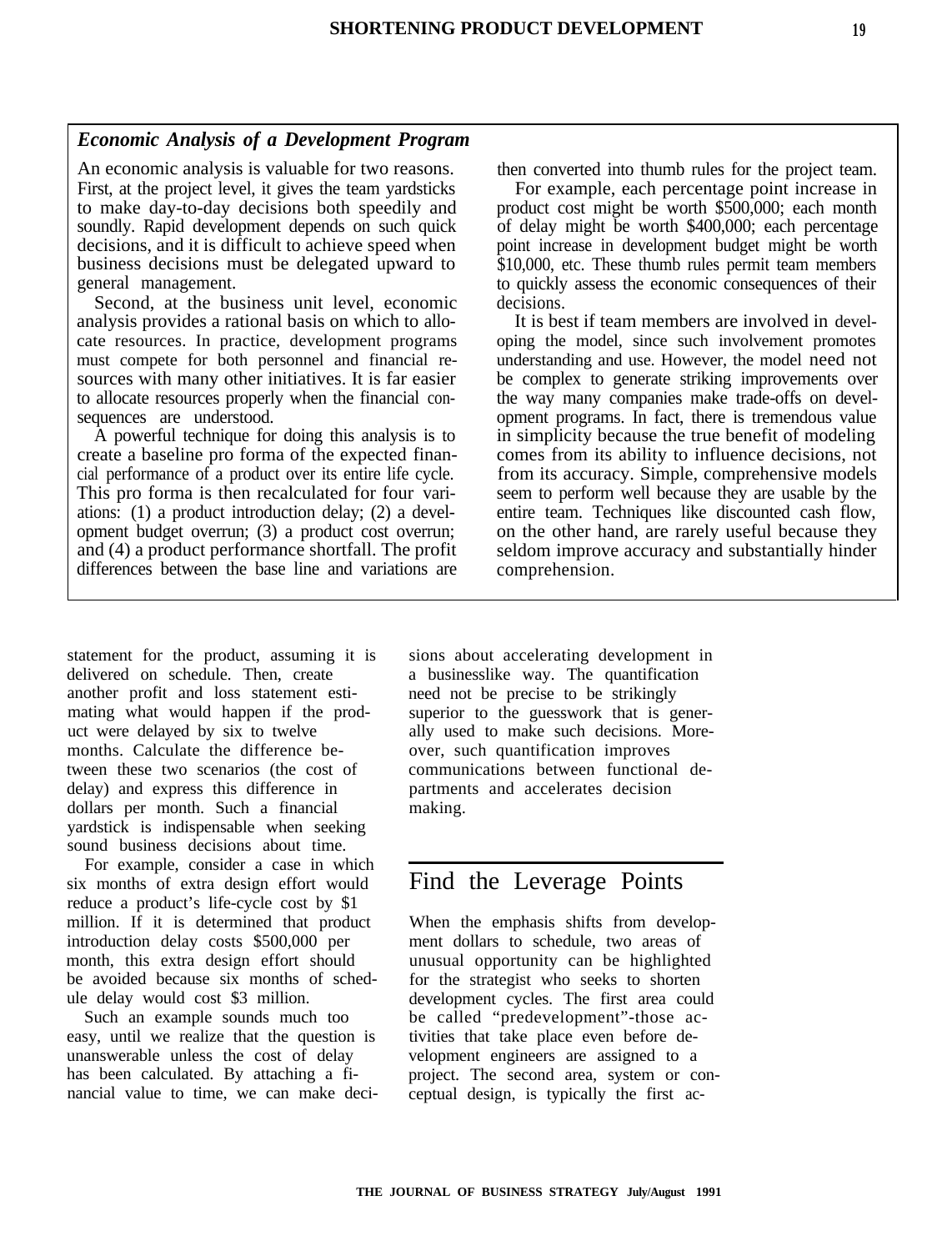### *Economic Analysis of a Development Program*

An economic analysis is valuable for two reasons. First, at the project level, it gives the team yardsticks to make day-to-day decisions both speedily and soundly. Rapid development depends on such quick decisions, and it is difficult to achieve speed when business decisions must be delegated upward to general management.

Second, at the business unit level, economic analysis provides a rational basis on which to allocate resources. In practice, development programs must compete for both personnel and financial resources with many other initiatives. It is far easier to allocate resources properly when the financial consequences are understood.

A powerful technique for doing this analysis is to create a baseline pro forma of the expected financial performance of a product over its entire life cycle. This pro forma is then recalculated for four variations: (1) a product introduction delay; (2) a development budget overrun; (3) a product cost overrun; and (4) a product performance shortfall. The profit differences between the base line and variations are then converted into thumb rules for the project team.

For example, each percentage point increase in product cost might be worth $500,000; each month of delay might be worth $400,000; each percentage point increase in development budget might be worth $10,000, etc. These thumb rules permit team members to quickly assess the economic consequences of their decisions.

It is best if team members are involved in developing the model, since such involvement promotes understanding and use. However, the model need not be complex to generate striking improvements over the way many companies make trade-offs on development programs. In fact, there is tremendous value in simplicity because the true benefit of modeling comes from its ability to influence decisions, not from its accuracy. Simple, comprehensive models seem to perform well because they are usable by the entire team. Techniques like discounted cash flow, on the other hand, are rarely useful because they seldom improve accuracy and substantially hinder comprehension.

---

statement for the product, assuming it is delivered on schedule. Then, create another profit and loss statement estimating what would happen if the product were delayed by six to twelve months. Calculate the difference between these two scenarios (the cost of delay) and express this difference in dollars per month. Such a financial yardstick is indispensable when seeking sound business decisions about time.

For example, consider a case in which six months of extra design effort would reduce a product's life-cycle cost by $1 million. If it is determined that product introduction delay costs $500,000 per month, this extra design effort should be avoided because six months of schedule delay would cost $3 million.

Such an example sounds much too easy, until we realize that the question is unanswerable unless the cost of delay has been calculated. By attaching a financial value to time, we can make decisions about accelerating development in a businesslike way. The quantification need not be precise to be strikingly superior to the guesswork that is generally used to make such decisions. Moreover, such quantification improves communications between functional departments and accelerates decision making.

## Find the Leverage Points

When the emphasis shifts from development dollars to schedule, two areas of unusual opportunity can be highlighted for the strategist who seeks to shorten development cycles. The first area could be called "predevelopment"-those activities that take place even before development engineers are assigned to a project. The second area, system or conceptual design, is typically the first ac-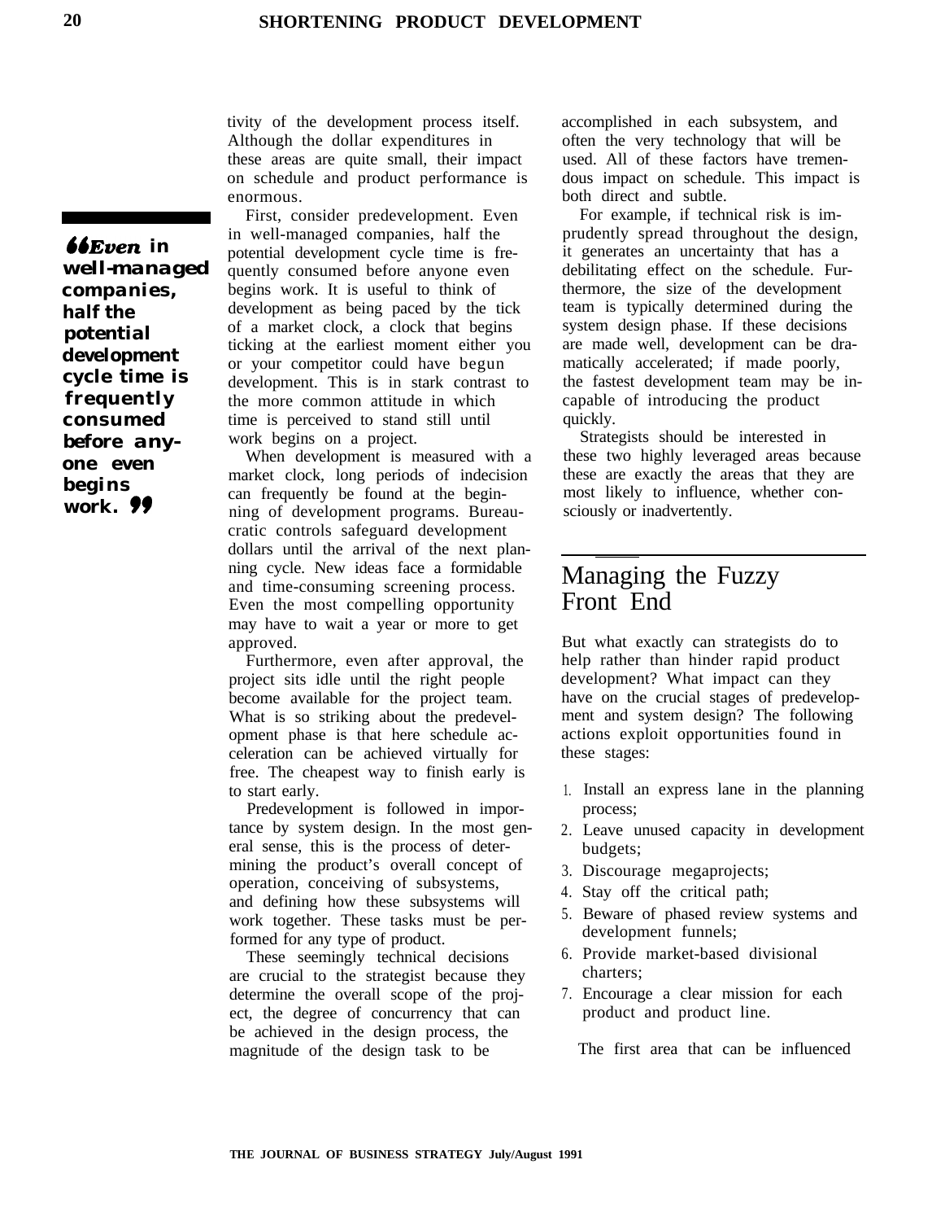tivity of the development process itself. Although the dollar expenditures in these areas are quite small, their impact on schedule and product performance is enormous.

First, consider predevelopment. Even in well-managed companies, half the potential development cycle time is frequently consumed before anyone even begins work. It is useful to think of development as being paced by the tick of a market clock, a clock that begins ticking at the earliest moment either you or your competitor could have begun development. This is in stark contrast to the more common attitude in which time is perceived to stand still until work begins on a project.

> **"Even in well-managed companies, half the potential development cycle time is frequently consumed before anyone even begins work."**

When development is measured with a market clock, long periods of indecision can frequently be found at the beginning of development programs. Bureaucratic controls safeguard development dollars until the arrival of the next planning cycle. New ideas face a formidable and time-consuming screening process. Even the most compelling opportunity may have to wait a year or more to get approved.

Furthermore, even after approval, the project sits idle until the right people become available for the project team. What is so striking about the predevelopment phase is that here schedule acceleration can be achieved virtually for free. The cheapest way to finish early is to start early.

Predevelopment is followed in importance by system design. In the most general sense, this is the process of determining the product's overall concept of operation, conceiving of subsystems, and defining how these subsystems will work together. These tasks must be performed for any type of product.

These seemingly technical decisions are crucial to the strategist because they determine the overall scope of the project, the degree of concurrency that can be achieved in the design process, the magnitude of the design task to be accomplished in each subsystem, and often the very technology that will be used. All of these factors have tremendous impact on schedule. This impact is both direct and subtle.

For example, if technical risk is imprudently spread throughout the design, it generates an uncertainty that has a debilitating effect on the schedule. Furthermore, the size of the development team is typically determined during the system design phase. If these decisions are made well, development can be dramatically accelerated; if made poorly, the fastest development team may be incapable of introducing the product quickly.

Strategists should be interested in these two highly leveraged areas because these are exactly the areas that they are most likely to influence, whether consciously or inadvertently.

## Managing the Fuzzy Front End

But what exactly can strategists do to help rather than hinder rapid product development? What impact can they have on the crucial stages of predevelopment and system design? The following actions exploit opportunities found in these stages:

1. Install an express lane in the planning process;
2. Leave unused capacity in development budgets;
3. Discourage megaprojects;
4. Stay off the critical path;
5. Beware of phased review systems and development funnels;
6. Provide market-based divisional charters;
7. Encourage a clear mission for each product and product line.

The first area that can be influenced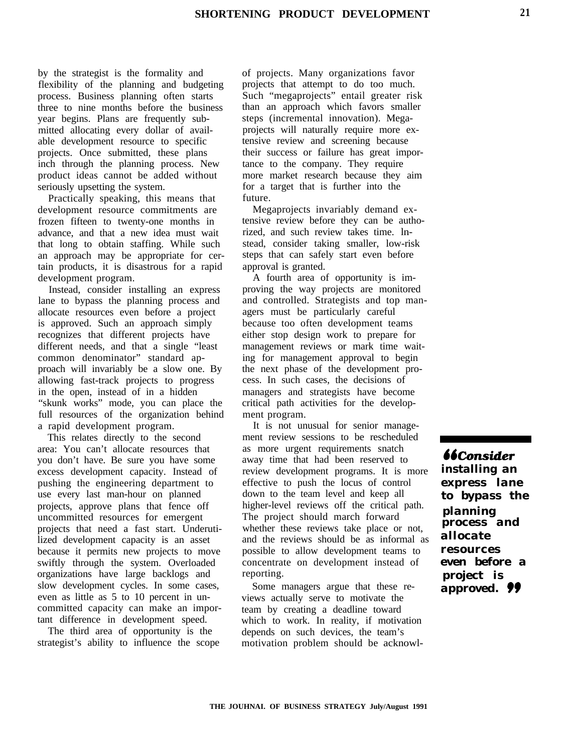by the strategist is the formality and flexibility of the planning and budgeting process. Business planning often starts three to nine months before the business year begins. Plans are frequently submitted allocating every dollar of available development resource to specific projects. Once submitted, these plans inch through the planning process. New product ideas cannot be added without seriously upsetting the system.

Practically speaking, this means that development resource commitments are frozen fifteen to twenty-one months in advance, and that a new idea must wait that long to obtain staffing. While such an approach may be appropriate for certain products, it is disastrous for a rapid development program.

Instead, consider installing an express lane to bypass the planning process and allocate resources even before a project is approved. Such an approach simply recognizes that different projects have different needs, and that a single "least common denominator" standard approach will invariably be a slow one. By allowing fast-track projects to progress in the open, instead of in a hidden "skunk works" mode, you can place the full resources of the organization behind a rapid development program.

This relates directly to the second area: You can't allocate resources that you don't have. Be sure you have some excess development capacity. Instead of pushing the engineering department to use every last man-hour on planned projects, approve plans that fence off uncommitted resources for emergent projects that need a fast start. Underutilized development capacity is an asset because it permits new projects to move swiftly through the system. Overloaded organizations have large backlogs and slow development cycles. In some cases, even as little as 5 to 10 percent in uncommitted capacity can make an important difference in development speed.

The third area of opportunity is the strategist's ability to influence the scope of projects. Many organizations favor projects that attempt to do too much. Such "megaprojects" entail greater risk than an approach which favors smaller steps (incremental innovation). Megaprojects will naturally require more extensive review and screening because their success or failure has great importance to the company. They require more market research because they aim for a target that is further into the future.

Megaprojects invariably demand extensive review before they can be authorized, and such review takes time. Instead, consider taking smaller, low-risk steps that can safely start even before approval is granted.

A fourth area of opportunity is improving the way projects are monitored and controlled. Strategists and top managers must be particularly careful because too often development teams either stop design work to prepare for management reviews or mark time waiting for management approval to begin the next phase of the development process. In such cases, the decisions of managers and strategists have become critical path activities for the development program.

It is not unusual for senior management review sessions to be rescheduled as more urgent requirements snatch away time that had been reserved to review development programs. It is more effective to push the locus of control down to the team level and keep all higher-level reviews off the critical path. The project should march forward whether these reviews take place or not, and the reviews should be as informal as possible to allow development teams to concentrate on development instead of reporting.

Some managers argue that these reviews actually serve to motivate the team by creating a deadline toward which to work. In reality, if motivation depends on such devices, the team's motivation problem should be acknowl-

> **"Consider installing an express lane to bypass the planning process and allocate resources even before a project is approved."**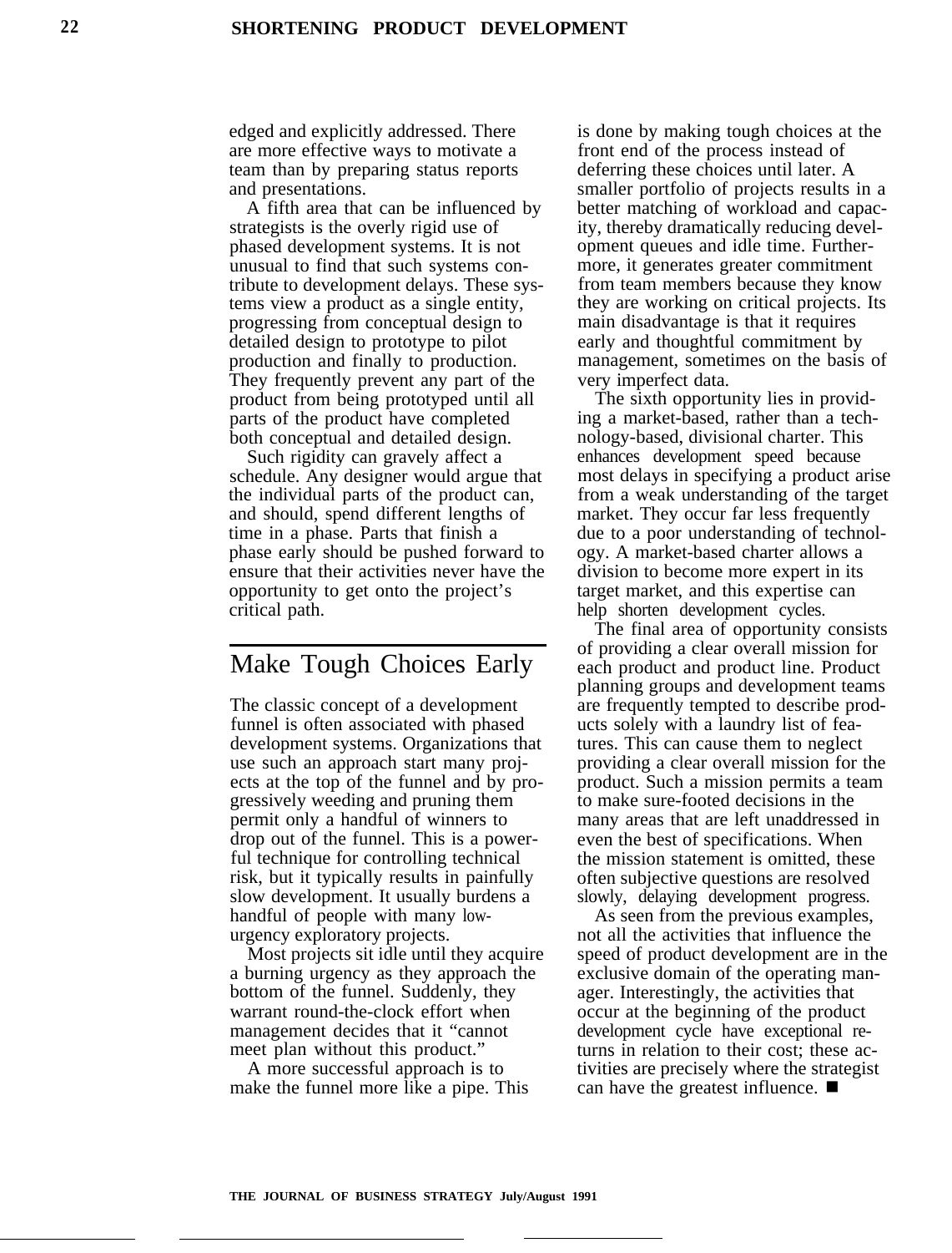edged and explicitly addressed. There are more effective ways to motivate a team than by preparing status reports and presentations.

A fifth area that can be influenced by strategists is the overly rigid use of phased development systems. It is not unusual to find that such systems contribute to development delays. These systems view a product as a single entity, progressing from conceptual design to detailed design to prototype to pilot production and finally to production. They frequently prevent any part of the product from being prototyped until all parts of the product have completed both conceptual and detailed design.

Such rigidity can gravely affect a schedule. Any designer would argue that the individual parts of the product can, and should, spend different lengths of time in a phase. Parts that finish a phase early should be pushed forward to ensure that their activities never have the opportunity to get onto the project's critical path.

## Make Tough Choices Early

The classic concept of a development funnel is often associated with phased development systems. Organizations that use such an approach start many projects at the top of the funnel and by progressively weeding and pruning them permit only a handful of winners to drop out of the funnel. This is a powerful technique for controlling technical risk, but it typically results in painfully slow development. It usually burdens a handful of people with many low-urgency exploratory projects.

Most projects sit idle until they acquire a burning urgency as they approach the bottom of the funnel. Suddenly, they warrant round-the-clock effort when management decides that it "cannot meet plan without this product."

A more successful approach is to make the funnel more like a pipe. This is done by making tough choices at the front end of the process instead of deferring these choices until later. A smaller portfolio of projects results in a better matching of workload and capacity, thereby dramatically reducing development queues and idle time. Furthermore, it generates greater commitment from team members because they know they are working on critical projects. Its main disadvantage is that it requires early and thoughtful commitment by management, sometimes on the basis of very imperfect data.

The sixth opportunity lies in providing a market-based, rather than a technology-based, divisional charter. This enhances development speed because most delays in specifying a product arise from a weak understanding of the target market. They occur far less frequently due to a poor understanding of technology. A market-based charter allows a division to become more expert in its target market, and this expertise can help shorten development cycles.

The final area of opportunity consists of providing a clear overall mission for each product and product line. Product planning groups and development teams are frequently tempted to describe products solely with a laundry list of features. This can cause them to neglect providing a clear overall mission for the product. Such a mission permits a team to make sure-footed decisions in the many areas that are left unaddressed in even the best of specifications. When the mission statement is omitted, these often subjective questions are resolved slowly, delaying development progress.

As seen from the previous examples, not all the activities that influence the speed of product development are in the exclusive domain of the operating manager. Interestingly, the activities that occur at the beginning of the product development cycle have exceptional returns in relation to their cost; these activities are precisely where the strategist can have the greatest influence. ■